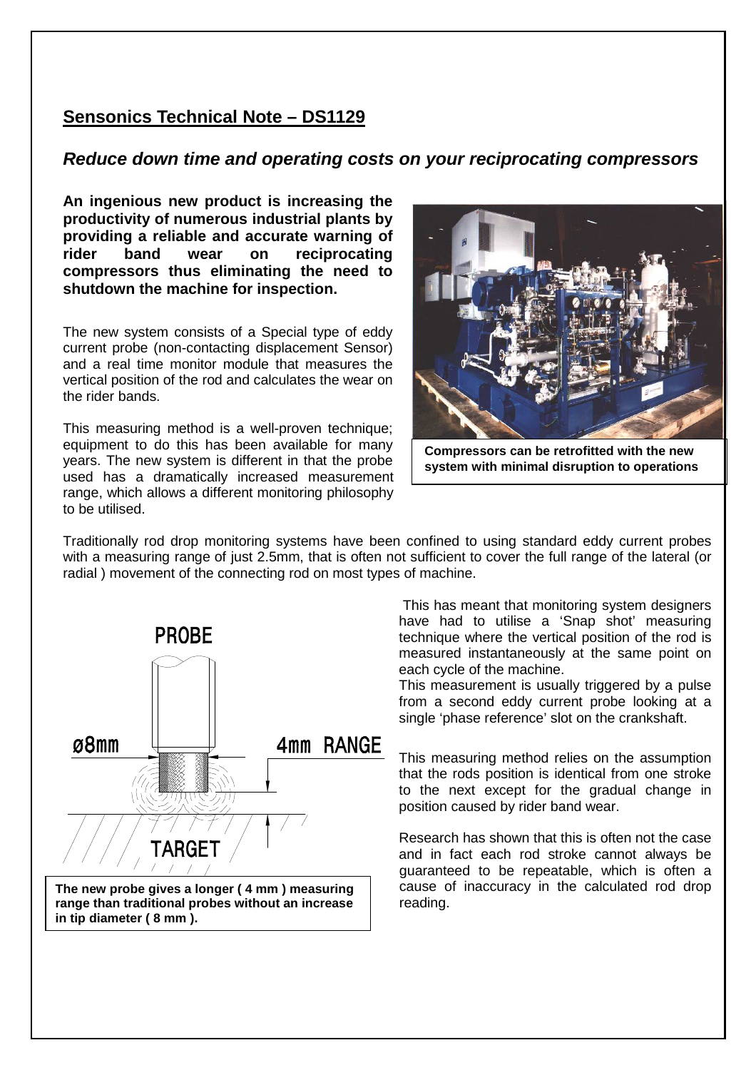## Sensonics Technical Note – DS1129

### *Reduce down time and operating costs on your reciprocating compressors*

**An ingenious new product is increasing the productivity of numerous industrial plants by providing a reliable and accurate warning of rider band wear on reciprocating compressors thus eliminating the need to shutdown the machine for inspection.**

The new system consists of a Special type of eddy current probe (non-contacting displacement Sensor) and a real time monitor module that measures the vertical position of the rod and calculates the wear on the rider bands.

This measuring method is a well-proven technique; equipment to do this has been available for many years. The new system is different in that the probe used has a dramatically increased measurement range, which allows a different monitoring philosophy to be utilised.

**Compressors can be retrofitted with the new system with minimal disruption to operations**

Traditionally rod drop monitoring systems have been confined to using standard eddy current probes with a measuring range of just 2.5mm, that is often not sufficient to cover the full range of the lateral (or radial ) movement of the connecting rod on most types of machine.

PROBE

ø8mm

4mm RANGE

TARGET

**The new probe gives a longer ( 4 mm ) measuring range than traditional probes without an increase in tip diameter ( 8 mm ).**

This has meant that monitoring system designers have had to utilise a 'Snap shot' measuring technique where the vertical position of the rod is measured instantaneously at the same point on each cycle of the machine.

This measurement is usually triggered by a pulse from a second eddy current probe looking at a single 'phase reference' slot on the crankshaft.

This measuring method relies on the assumption that the rods position is identical from one stroke to the next except for the gradual change in position caused by rider band wear.

Research has shown that this is often not the case and in fact each rod stroke cannot always be guaranteed to be repeatable, which is often a cause of inaccuracy in the calculated rod drop reading.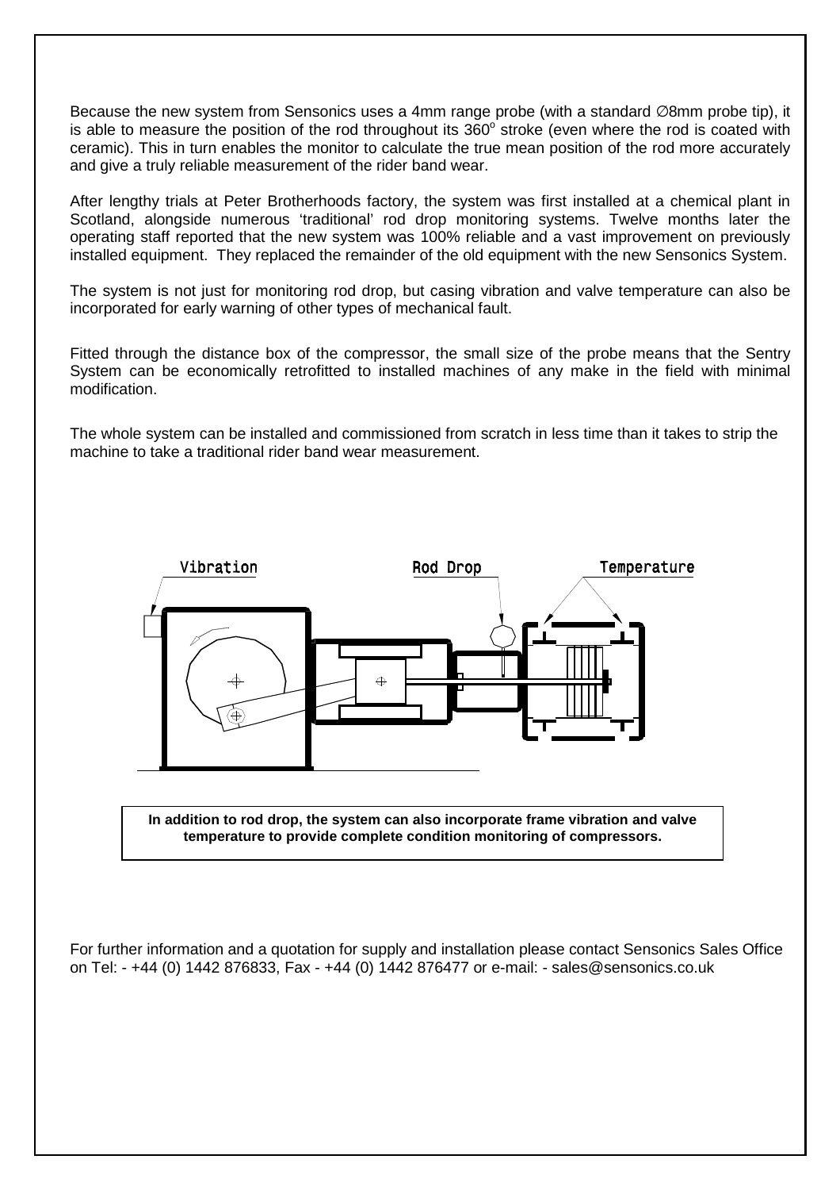Because the new system from Sensonics uses a 4mm range probe (with a standard ∅8mm probe tip), it is able to measure the position of the rod throughout its 360° stroke (even where the rod is coated with ceramic). This in turn enables the monitor to calculate the true mean position of the rod more accurately and give a truly reliable measurement of the rider band wear.

After lengthy trials at Peter Brotherhoods factory, the system was first installed at a chemical plant in Scotland, alongside numerous 'traditional' rod drop monitoring systems. Twelve months later the operating staff reported that the new system was 100% reliable and a vast improvement on previously installed equipment. They replaced the remainder of the old equipment with the new Sensonics System.

The system is not just for monitoring rod drop, but casing vibration and valve temperature can also be incorporated for early warning of other types of mechanical fault.

Fitted through the distance box of the compressor, the small size of the probe means that the Sentry System can be economically retrofitted to installed machines of any make in the field with minimal modification.

The whole system can be installed and commissioned from scratch in less time than it takes to strip the machine to take a traditional rider band wear measurement.

Vibration

Rod Drop

Temperature

**In addition to rod drop, the system can also incorporate frame vibration and valve temperature to provide complete condition monitoring of compressors.**

For further information and a quotation for supply and installation please contact Sensonics Sales Office on Tel: - +44 (0) 1442 876833, Fax - +44 (0) 1442 876477 or e-mail: - sales@sensonics.co.uk